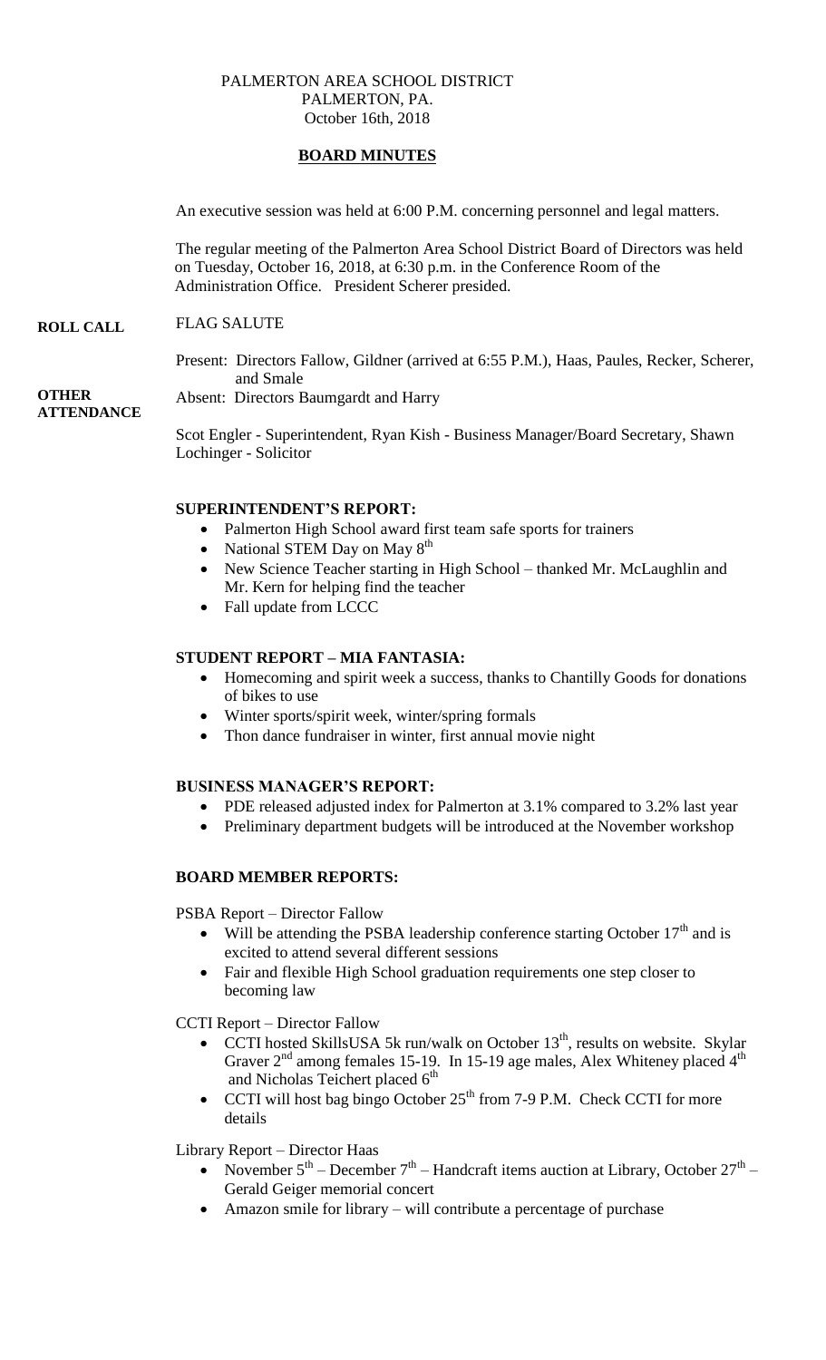PALMERTON AREA SCHOOL DISTRICT
PALMERTON, PA.
October 16th, 2018

**BOARD MINUTES**

An executive session was held at 6:00 P.M. concerning personnel and legal matters.

The regular meeting of the Palmerton Area School District Board of Directors was held on Tuesday, October 16, 2018, at 6:30 p.m. in the Conference Room of the Administration Office. President Scherer presided.

**ROLL CALL**

FLAG SALUTE

Present: Directors Fallow, Gildner (arrived at 6:55 P.M.), Haas, Paules, Recker, Scherer, and Smale

Absent: Directors Baumgardt and Harry

**OTHER ATTENDANCE**

Scot Engler - Superintendent, Ryan Kish - Business Manager/Board Secretary, Shawn Lochinger - Solicitor

**SUPERINTENDENT'S REPORT:**

- Palmerton High School award first team safe sports for trainers
- National STEM Day on May 8th
- New Science Teacher starting in High School – thanked Mr. McLaughlin and Mr. Kern for helping find the teacher
- Fall update from LCCC

**STUDENT REPORT – MIA FANTASIA:**

- Homecoming and spirit week a success, thanks to Chantilly Goods for donations of bikes to use
- Winter sports/spirit week, winter/spring formals
- Thon dance fundraiser in winter, first annual movie night

**BUSINESS MANAGER'S REPORT:**

- PDE released adjusted index for Palmerton at 3.1% compared to 3.2% last year
- Preliminary department budgets will be introduced at the November workshop

**BOARD MEMBER REPORTS:**

PSBA Report – Director Fallow

- Will be attending the PSBA leadership conference starting October 17th and is excited to attend several different sessions
- Fair and flexible High School graduation requirements one step closer to becoming law

CCTI Report – Director Fallow

- CCTI hosted SkillsUSA 5k run/walk on October 13th, results on website. Skylar Graver 2nd among females 15-19. In 15-19 age males, Alex Whiteney placed 4th and Nicholas Teichert placed 6th
- CCTI will host bag bingo October 25th from 7-9 P.M. Check CCTI for more details

Library Report – Director Haas

- November 5th – December 7th – Handcraft items auction at Library, October 27th – Gerald Geiger memorial concert
- Amazon smile for library – will contribute a percentage of purchase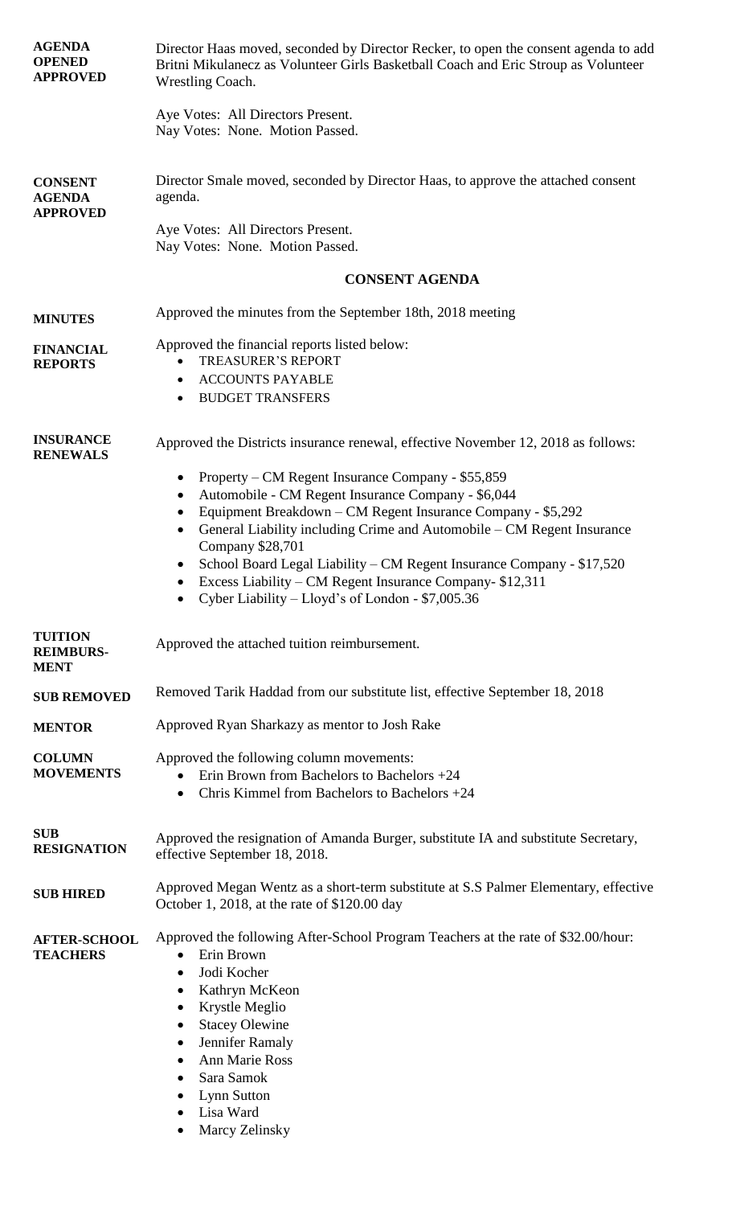**AGENDA OPENED APPROVED**

Director Haas moved, seconded by Director Recker, to open the consent agenda to add Britni Mikulanecz as Volunteer Girls Basketball Coach and Eric Stroup as Volunteer Wrestling Coach.

Aye Votes: All Directors Present.
Nay Votes: None. Motion Passed.

**CONSENT AGENDA APPROVED**

Director Smale moved, seconded by Director Haas, to approve the attached consent agenda.

Aye Votes: All Directors Present.
Nay Votes: None. Motion Passed.

## CONSENT AGENDA

**MINUTES**

Approved the minutes from the September 18th, 2018 meeting

**FINANCIAL REPORTS**

Approved the financial reports listed below:

- TREASURER'S REPORT
- ACCOUNTS PAYABLE
- BUDGET TRANSFERS

**INSURANCE RENEWALS**

Approved the Districts insurance renewal, effective November 12, 2018 as follows:

- Property – CM Regent Insurance Company - $55,859
- Automobile - CM Regent Insurance Company - $6,044
- Equipment Breakdown – CM Regent Insurance Company - $5,292
- General Liability including Crime and Automobile – CM Regent Insurance Company $28,701
- School Board Legal Liability – CM Regent Insurance Company - $17,520
- Excess Liability – CM Regent Insurance Company- $12,311
- Cyber Liability – Lloyd's of London - $7,005.36

**TUITION REIMBURSEMENT**

Approved the attached tuition reimbursement.

**SUB REMOVED**

Removed Tarik Haddad from our substitute list, effective September 18, 2018

**MENTOR**

Approved Ryan Sharkazy as mentor to Josh Rake

**COLUMN MOVEMENTS**

Approved the following column movements:

- Erin Brown from Bachelors to Bachelors +24
- Chris Kimmel from Bachelors to Bachelors +24

**SUB RESIGNATION**

Approved the resignation of Amanda Burger, substitute IA and substitute Secretary, effective September 18, 2018.

**SUB HIRED**

Approved Megan Wentz as a short-term substitute at S.S Palmer Elementary, effective October 1, 2018, at the rate of $120.00 day

**AFTER-SCHOOL TEACHERS**

Approved the following After-School Program Teachers at the rate of $32.00/hour:

- Erin Brown
- Jodi Kocher
- Kathryn McKeon
- Krystle Meglio
- Stacey Olewine
- Jennifer Ramaly
- Ann Marie Ross
- Sara Samok
- Lynn Sutton
- Lisa Ward
- Marcy Zelinsky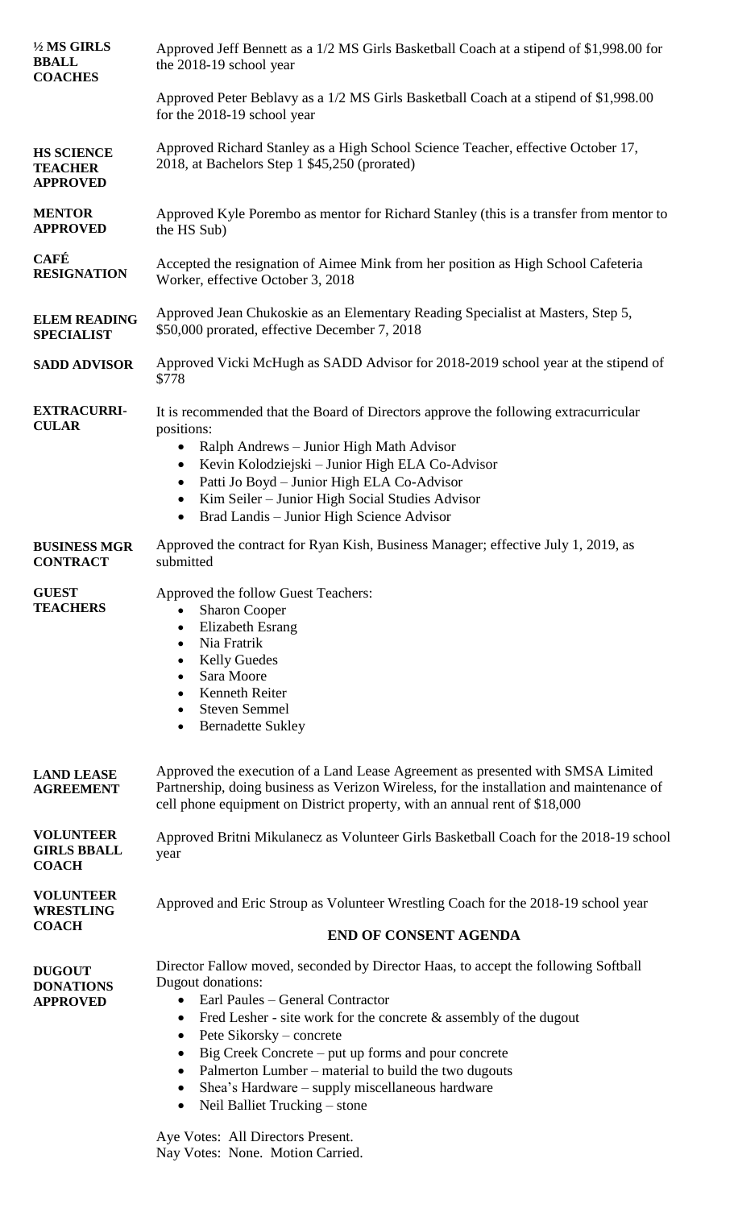**½ MS GIRLS BBALL COACHES**

Approved Jeff Bennett as a 1/2 MS Girls Basketball Coach at a stipend of $1,998.00 for the 2018-19 school year

Approved Peter Beblavy as a 1/2 MS Girls Basketball Coach at a stipend of $1,998.00 for the 2018-19 school year

**HS SCIENCE TEACHER APPROVED**

Approved Richard Stanley as a High School Science Teacher, effective October 17, 2018, at Bachelors Step 1 $45,250 (prorated)

**MENTOR APPROVED**

Approved Kyle Porembo as mentor for Richard Stanley (this is a transfer from mentor to the HS Sub)

**CAFÉ RESIGNATION**

Accepted the resignation of Aimee Mink from her position as High School Cafeteria Worker, effective October 3, 2018

**ELEM READING SPECIALIST**

Approved Jean Chukoskie as an Elementary Reading Specialist at Masters, Step 5, $50,000 prorated, effective December 7, 2018

**SADD ADVISOR**

Approved Vicki McHugh as SADD Advisor for 2018-2019 school year at the stipend of $778

**EXTRACURRICULAR**

It is recommended that the Board of Directors approve the following extracurricular positions:

- Ralph Andrews – Junior High Math Advisor
- Kevin Kolodziejski – Junior High ELA Co-Advisor
- Patti Jo Boyd – Junior High ELA Co-Advisor
- Kim Seiler – Junior High Social Studies Advisor
- Brad Landis – Junior High Science Advisor

**BUSINESS MGR CONTRACT**

Approved the contract for Ryan Kish, Business Manager; effective July 1, 2019, as submitted

**GUEST TEACHERS**

Approved the follow Guest Teachers:

- Sharon Cooper
- Elizabeth Esrang
- Nia Fratrik
- Kelly Guedes
- Sara Moore
- Kenneth Reiter
- Steven Semmel
- Bernadette Sukley

**LAND LEASE AGREEMENT**

Approved the execution of a Land Lease Agreement as presented with SMSA Limited Partnership, doing business as Verizon Wireless, for the installation and maintenance of cell phone equipment on District property, with an annual rent of $18,000

**VOLUNTEER GIRLS BBALL COACH**

Approved Britni Mikulanecz as Volunteer Girls Basketball Coach for the 2018-19 school year

**VOLUNTEER WRESTLING COACH**

Approved and Eric Stroup as Volunteer Wrestling Coach for the 2018-19 school year

**END OF CONSENT AGENDA**

**DUGOUT DONATIONS APPROVED**

Director Fallow moved, seconded by Director Haas, to accept the following Softball Dugout donations:

- Earl Paules – General Contractor
- Fred Lesher - site work for the concrete & assembly of the dugout
- Pete Sikorsky – concrete
- Big Creek Concrete – put up forms and pour concrete
- Palmerton Lumber – material to build the two dugouts
- Shea's Hardware – supply miscellaneous hardware
- Neil Balliet Trucking – stone

Aye Votes: All Directors Present.
Nay Votes: None. Motion Carried.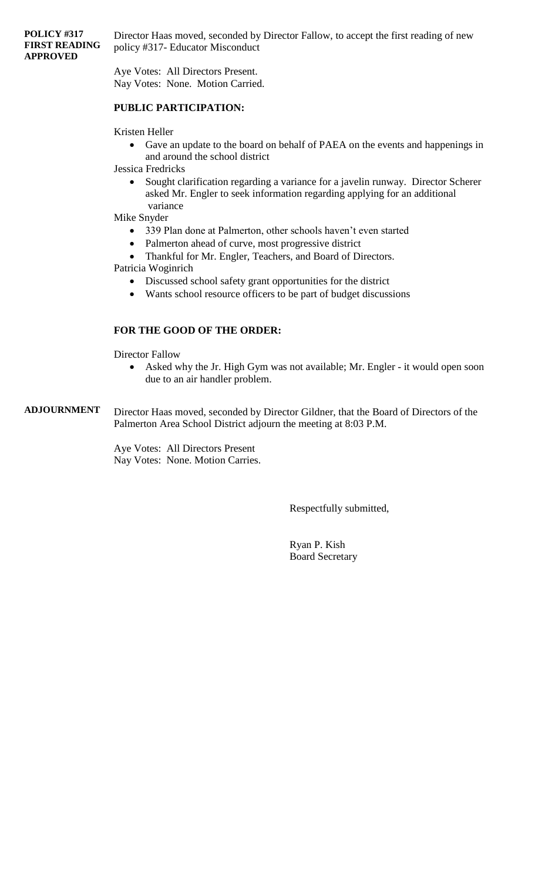**POLICY #317 FIRST READING APPROVED**

Director Haas moved, seconded by Director Fallow, to accept the first reading of new policy #317- Educator Misconduct

Aye Votes: All Directors Present.
Nay Votes: None. Motion Carried.

**PUBLIC PARTICIPATION:**

Kristen Heller

- Gave an update to the board on behalf of PAEA on the events and happenings in and around the school district

Jessica Fredricks

- Sought clarification regarding a variance for a javelin runway. Director Scherer asked Mr. Engler to seek information regarding applying for an additional variance

Mike Snyder

- 339 Plan done at Palmerton, other schools haven't even started
- Palmerton ahead of curve, most progressive district
- Thankful for Mr. Engler, Teachers, and Board of Directors.

Patricia Woginrich

- Discussed school safety grant opportunities for the district
- Wants school resource officers to be part of budget discussions

**FOR THE GOOD OF THE ORDER:**

Director Fallow

- Asked why the Jr. High Gym was not available; Mr. Engler - it would open soon due to an air handler problem.

**ADJOURNMENT**

Director Haas moved, seconded by Director Gildner, that the Board of Directors of the Palmerton Area School District adjourn the meeting at 8:03 P.M.

Aye Votes: All Directors Present
Nay Votes: None. Motion Carries.

Respectfully submitted,

Ryan P. Kish
Board Secretary